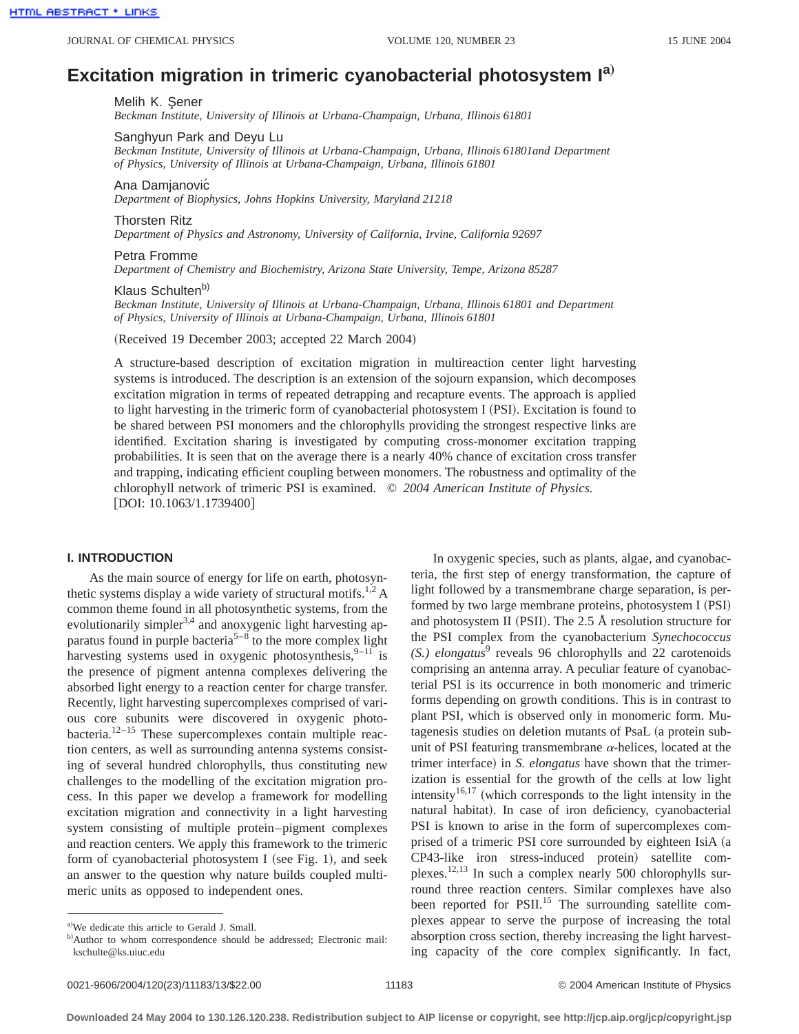# Excitation migration in trimeric cyanobacterial photosystem I[a]

Melih K. Şener
*Beckman Institute, University of Illinois at Urbana-Champaign, Urbana, Illinois 61801*

Sanghyun Park and Deyu Lu
*Beckman Institute, University of Illinois at Urbana-Champaign, Urbana, Illinois 61801and Department of Physics, University of Illinois at Urbana-Champaign, Urbana, Illinois 61801*

Ana Damjanović
*Department of Biophysics, Johns Hopkins University, Maryland 21218*

Thorsten Ritz
*Department of Physics and Astronomy, University of California, Irvine, California 92697*

Petra Fromme
*Department of Chemistry and Biochemistry, Arizona State University, Tempe, Arizona 85287*

Klaus Schulten[b]
*Beckman Institute, University of Illinois at Urbana-Champaign, Urbana, Illinois 61801 and Department of Physics, University of Illinois at Urbana-Champaign, Urbana, Illinois 61801*

(Received 19 December 2003; accepted 22 March 2004)

A structure-based description of excitation migration in multireaction center light harvesting systems is introduced. The description is an extension of the sojourn expansion, which decomposes excitation migration in terms of repeated detrapping and recapture events. The approach is applied to light harvesting in the trimeric form of cyanobacterial photosystem I (PSI). Excitation is found to be shared between PSI monomers and the chlorophylls providing the strongest respective links are identified. Excitation sharing is investigated by computing cross-monomer excitation trapping probabilities. It is seen that on the average there is a nearly 40% chance of excitation cross transfer and trapping, indicating efficient coupling between monomers. The robustness and optimality of the chlorophyll network of trimeric PSI is examined. © *2004 American Institute of Physics.* [DOI: 10.1063/1.1739400]

## I. INTRODUCTION

As the main source of energy for life on earth, photosynthetic systems display a wide variety of structural motifs.[1,2] A common theme found in all photosynthetic systems, from the evolutionarily simpler[3,4] and anoxygenic light harvesting apparatus found in purple bacteria[5–8] to the more complex light harvesting systems used in oxygenic photosynthesis,[9–11] is the presence of pigment antenna complexes delivering the absorbed light energy to a reaction center for charge transfer. Recently, light harvesting supercomplexes comprised of various core subunits were discovered in oxygenic photobacteria.[12–15] These supercomplexes contain multiple reaction centers, as well as surrounding antenna systems consisting of several hundred chlorophylls, thus constituting new challenges to the modelling of the excitation migration process. In this paper we develop a framework for modelling excitation migration and connectivity in a light harvesting system consisting of multiple protein–pigment complexes and reaction centers. We apply this framework to the trimeric form of cyanobacterial photosystem I (see Fig. 1), and seek an answer to the question why nature builds coupled multimeric units as opposed to independent ones.

In oxygenic species, such as plants, algae, and cyanobacteria, the first step of energy transformation, the capture of light followed by a transmembrane charge separation, is performed by two large membrane proteins, photosystem I (PSI) and photosystem II (PSII). The 2.5 Å resolution structure for the PSI complex from the cyanobacterium *Synechococcus (S.) elongatus*[9] reveals 96 chlorophylls and 22 carotenoids comprising an antenna array. A peculiar feature of cyanobacterial PSI is its occurrence in both monomeric and trimeric forms depending on growth conditions. This is in contrast to plant PSI, which is observed only in monomeric form. Mutagenesis studies on deletion mutants of PsaL (a protein subunit of PSI featuring transmembrane $\alpha$-helices, located at the trimer interface) in *S. elongatus* have shown that the trimerization is essential for the growth of the cells at low light intensity[16,17] (which corresponds to the light intensity in the natural habitat). In case of iron deficiency, cyanobacterial PSI is known to arise in the form of supercomplexes comprised of a trimeric PSI core surrounded by eighteen IsiA (a CP43-like iron stress-induced protein) satellite complexes.[12,13] In such a complex nearly 500 chlorophylls surround three reaction centers. Similar complexes have also been reported for PSII.[15] The surrounding satellite complexes appear to serve the purpose of increasing the total absorption cross section, thereby increasing the light harvesting capacity of the core complex significantly. In fact,

[a] We dedicate this article to Gerald J. Small.

[b] Author to whom correspondence should be addressed; Electronic mail: kschulte@ks.uiuc.edu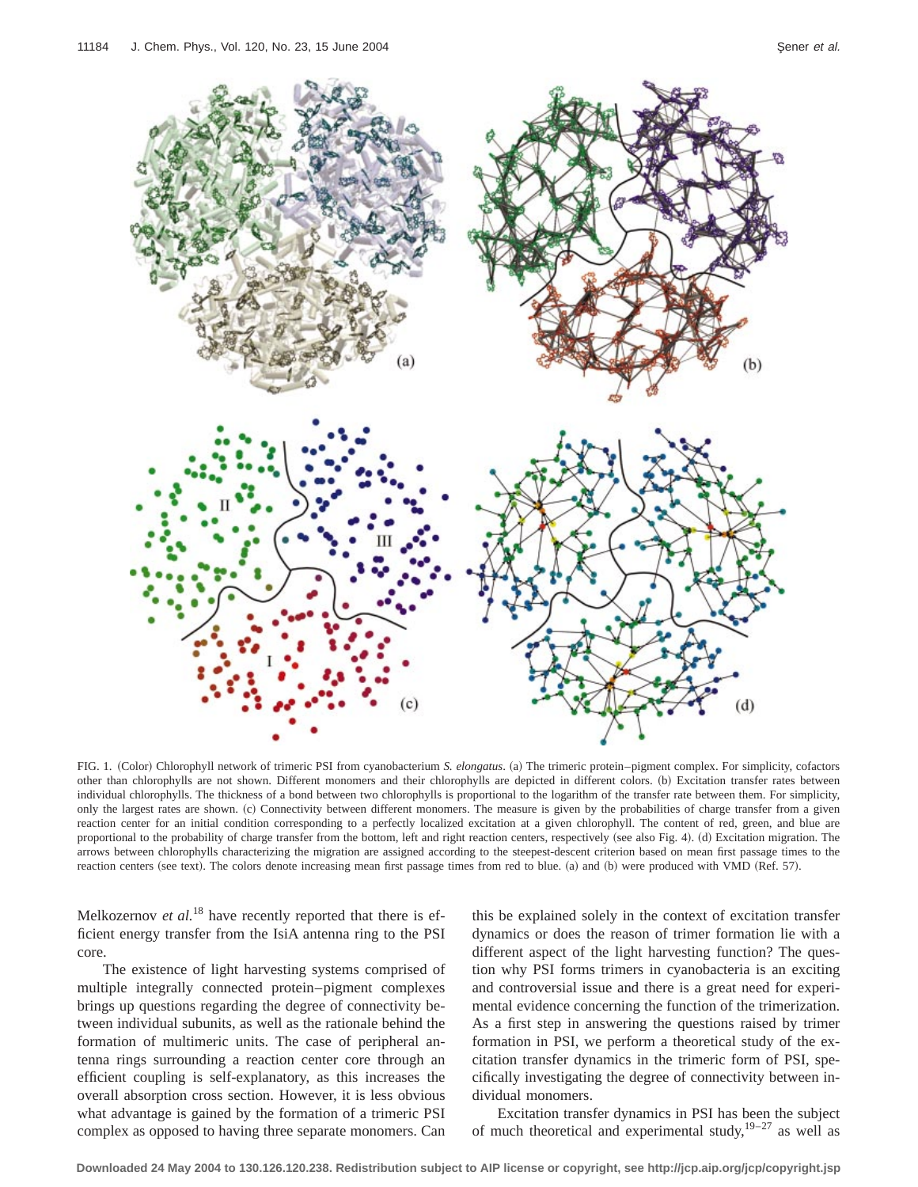FIG. 1. (Color) Chlorophyll network of trimeric PSI from cyanobacterium *S. elongatus*. (a) The trimeric protein–pigment complex. For simplicity, cofactors other than chlorophylls are not shown. Different monomers and their chlorophylls are depicted in different colors. (b) Excitation transfer rates between individual chlorophylls. The thickness of a bond between two chlorophylls is proportional to the logarithm of the transfer rate between them. For simplicity, only the largest rates are shown. (c) Connectivity between different monomers. The measure is given by the probabilities of charge transfer from a given reaction center for an initial condition corresponding to a perfectly localized excitation at a given chlorophyll. The content of red, green, and blue are proportional to the probability of charge transfer from the bottom, left and right reaction centers, respectively (see also Fig. 4). (d) Excitation migration. The arrows between chlorophylls characterizing the migration are assigned according to the steepest-descent criterion based on mean first passage times to the reaction centers (see text). The colors denote increasing mean first passage times from red to blue. (a) and (b) were produced with VMD (Ref. 57).

Melkozernov *et al.*[18] have recently reported that there is efficient energy transfer from the IsiA antenna ring to the PSI core.

The existence of light harvesting systems comprised of multiple integrally connected protein–pigment complexes brings up questions regarding the degree of connectivity between individual subunits, as well as the rationale behind the formation of multimeric units. The case of peripheral antenna rings surrounding a reaction center core through an efficient coupling is self-explanatory, as this increases the overall absorption cross section. However, it is less obvious what advantage is gained by the formation of a trimeric PSI complex as opposed to having three separate monomers. Can this be explained solely in the context of excitation transfer dynamics or does the reason of trimer formation lie with a different aspect of the light harvesting function? The question why PSI forms trimers in cyanobacteria is an exciting and controversial issue and there is a great need for experimental evidence concerning the function of the trimerization. As a first step in answering the questions raised by trimer formation in PSI, we perform a theoretical study of the excitation transfer dynamics in the trimeric form of PSI, specifically investigating the degree of connectivity between individual monomers.

Excitation transfer dynamics in PSI has been the subject of much theoretical and experimental study,[19–27] as well as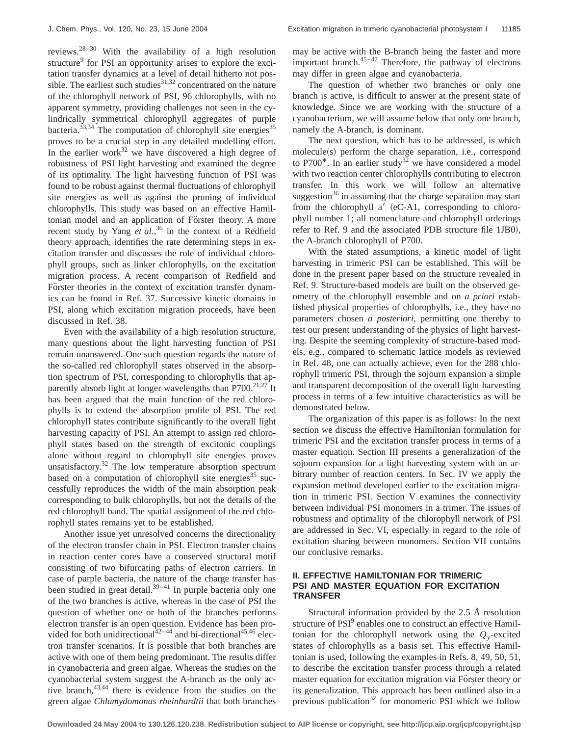reviews.[28–30] With the availability of a high resolution structure[9] for PSI an opportunity arises to explore the excitation transfer dynamics at a level of detail hitherto not possible. The earliest such studies[31,32] concentrated on the nature of the chlorophyll network of PSI, 96 chlorophylls, with no apparent symmetry, providing challenges not seen in the cylindrically symmetrical chlorophyll aggregates of purple bacteria.[33,34] The computation of chlorophyll site energies[35] proves to be a crucial step in any detailed modelling effort. In the earlier work[32] we have discovered a high degree of robustness of PSI light harvesting and examined the degree of its optimality. The light harvesting function of PSI was found to be robust against thermal fluctuations of chlorophyll site energies as well as against the pruning of individual chlorophylls. This study was based on an effective Hamiltonian model and an application of Förster theory. A more recent study by Yang *et al.*,[36] in the context of a Redfield theory approach, identifies the rate determining steps in excitation transfer and discusses the role of individual chlorophyll groups, such as linker chlorophylls, on the excitation migration process. A recent comparison of Redfield and Förster theories in the context of excitation transfer dynamics can be found in Ref. 37. Successive kinetic domains in PSI, along which excitation migration proceeds, have been discussed in Ref. 38.

Even with the availability of a high resolution structure, many questions about the light harvesting function of PSI remain unanswered. One such question regards the nature of the so-called red chlorophyll states observed in the absorption spectrum of PSI, corresponding to chlorophylls that apparently absorb light at longer wavelengths than P700.[21,27] It has been argued that the main function of the red chlorophylls is to extend the absorption profile of PSI. The red chlorophyll states contribute significantly to the overall light harvesting capacity of PSI. An attempt to assign red chlorophyll states based on the strength of excitonic couplings alone without regard to chlorophyll site energies proves unsatisfactory.[32] The low temperature absorption spectrum based on a computation of chlorophyll site energies[35] successfully reproduces the width of the main absorption peak corresponding to bulk chlorophylls, but not the details of the red chlorophyll band. The spatial assignment of the red chlorophyll states remains yet to be established.

Another issue yet unresolved concerns the directionality of the electron transfer chain in PSI. Electron transfer chains in reaction center cores have a conserved structural motif consisting of two bifurcating paths of electron carriers. In case of purple bacteria, the nature of the charge transfer has been studied in great detail.[39–41] In purple bacteria only one of the two branches is active, whereas in the case of PSI the question of whether one or both of the branches performs electron transfer is an open question. Evidence has been provided for both unidirectional[42–44] and bi-directional[45,46] electron transfer scenarios. It is possible that both branches are active with one of them being predominant. The results differ in cyanobacteria and green algae. Whereas the studies on the cyanobacterial system suggest the A-branch as the only active branch,[43,44] there is evidence from the studies on the green algae *Chlamydomonas rheinhardtii* that both branches may be active with the B-branch being the faster and more important branch.[45–47] Therefore, the pathway of electrons may differ in green algae and cyanobacteria.

The question of whether two branches or only one branch is active, is difficult to answer at the present state of knowledge. Since we are working with the structure of a cyanobacterium, we will assume below that only one branch, namely the A-branch, is dominant.

The next question, which has to be addressed, is which molecule(s) perform the charge separation, i.e., correspond to P700*. In an earlier study[32] we have considered a model with two reaction center chlorophylls contributing to electron transfer. In this work we will follow an alternative suggestion[36] in assuming that the charge separation may start from the chlorophyll a′ (eC-A1, corresponding to chlorophyll number 1; all nomenclature and chlorophyll orderings refer to Ref. 9 and the associated PDB structure file 1JB0), the A-branch chlorophyll of P700.

With the stated assumptions, a kinetic model of light harvesting in trimeric PSI can be established. This will be done in the present paper based on the structure revealed in Ref. 9. Structure-based models are built on the observed geometry of the chlorophyll ensemble and on *a priori* established physical properties of chlorophylls, i.e., they have no parameters chosen *a posteriori*, permitting one thereby to test our present understanding of the physics of light harvesting. Despite the seeming complexity of structure-based models, e.g., compared to schematic lattice models as reviewed in Ref. 48, one can actually achieve, even for the 288 chlorophyll trimeric PSI, through the sojourn expansion a simple and transparent decomposition of the overall light harvesting process in terms of a few intuitive characteristics as will be demonstrated below.

The organization of this paper is as follows: In the next section we discuss the effective Hamiltonian formulation for trimeric PSI and the excitation transfer process in terms of a master equation. Section III presents a generalization of the sojourn expansion for a light harvesting system with an arbitrary number of reaction centers. In Sec. IV we apply the expansion method developed earlier to the excitation migration in trimeric PSI. Section V examines the connectivity between individual PSI monomers in a trimer. The issues of robustness and optimality of the chlorophyll network of PSI are addressed in Sec. VI, especially in regard to the role of excitation sharing between monomers. Section VII contains our conclusive remarks.

## II. EFFECTIVE HAMILTONIAN FOR TRIMERIC PSI AND MASTER EQUATION FOR EXCITATION TRANSFER

Structural information provided by the 2.5 Å resolution structure of PSI[9] enables one to construct an effective Hamiltonian for the chlorophyll network using the $Q_y$-excited states of chlorophylls as a basis set. This effective Hamiltonian is used, following the examples in Refs. 8, 49, 50, 51, to describe the excitation transfer process through a related master equation for excitation migration via Förster theory or its generalization. This approach has been outlined also in a previous publication[32] for monomeric PSI which we follow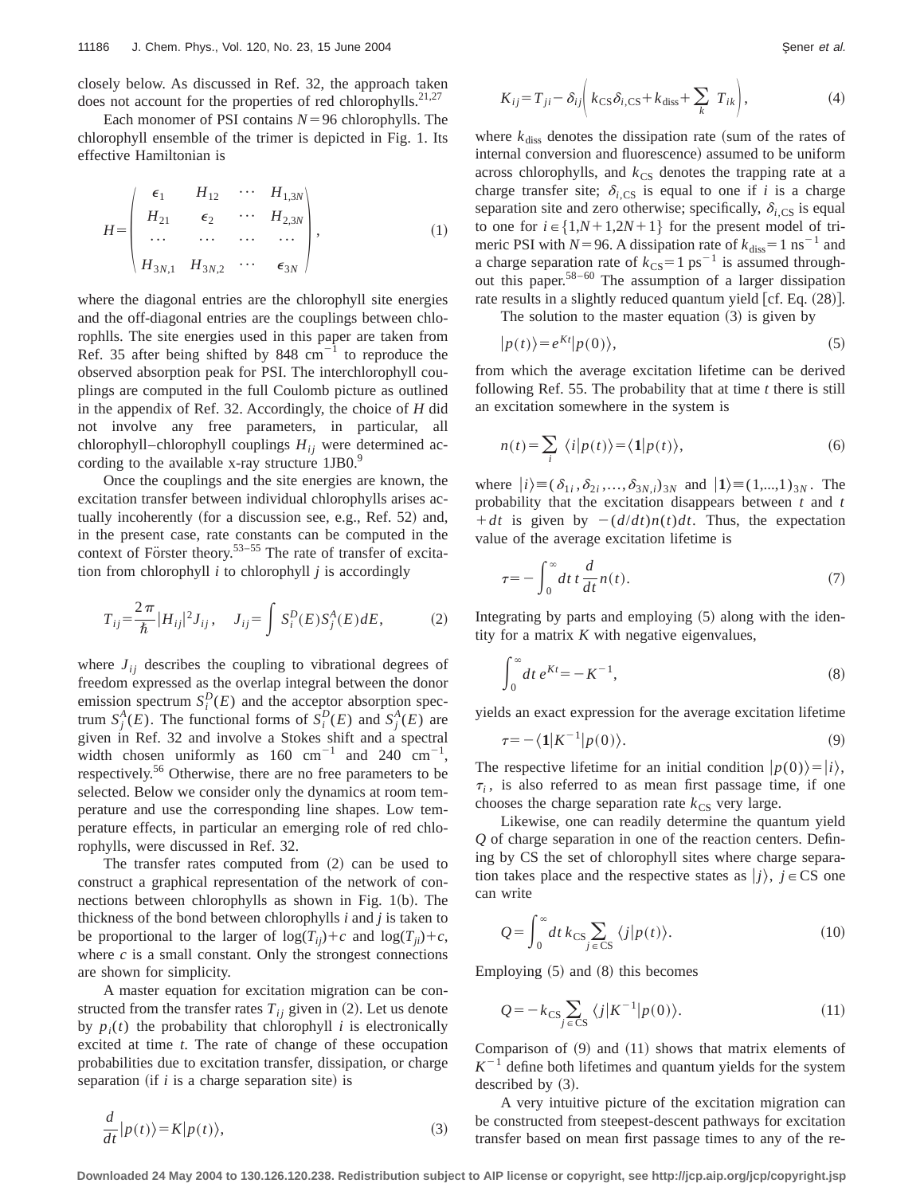closely below. As discussed in Ref. 32, the approach taken does not account for the properties of red chlorophylls.[21,27]

Each monomer of PSI contains $N=96$ chlorophylls. The chlorophyll ensemble of the trimer is depicted in Fig. 1. Its effective Hamiltonian is

$$H=\begin{pmatrix} \epsilon_1 & H_{12} & \cdots & H_{1,3N} \\ H_{21} & \epsilon_2 & \cdots & H_{2,3N} \\ \cdots & \cdots & \cdots & \cdots \\ H_{3N,1} & H_{3N,2} & \cdots & \epsilon_{3N} \end{pmatrix}, \tag{1}$$

where the diagonal entries are the chlorophyll site energies and the off-diagonal entries are the couplings between chlorophlls. The site energies used in this paper are taken from Ref. 35 after being shifted by 848 $\mathrm{cm}^{-1}$ to reproduce the observed absorption peak for PSI. The interchlorophyll couplings are computed in the full Coulomb picture as outlined in the appendix of Ref. 32. Accordingly, the choice of $H$ did not involve any free parameters, in particular, all chlorophyll–chlorophyll couplings $H_{ij}$ were determined according to the available x-ray structure 1JB0.[9]

Once the couplings and the site energies are known, the excitation transfer between individual chlorophylls arises actually incoherently (for a discussion see, e.g., Ref. 52) and, in the present case, rate constants can be computed in the context of Förster theory.[53–55] The rate of transfer of excitation from chlorophyll $i$ to chlorophyll $j$ is accordingly

$$T_{ij}=\frac{2\pi}{\hbar}|H_{ij}|^2 J_{ij}, \quad J_{ij}=\int S_i^D(E) S_j^A(E)\, dE, \tag{2}$$

where $J_{ij}$ describes the coupling to vibrational degrees of freedom expressed as the overlap integral between the donor emission spectrum $S_i^D(E)$ and the acceptor absorption spectrum $S_j^A(E)$. The functional forms of $S_i^D(E)$ and $S_j^A(E)$ are given in Ref. 32 and involve a Stokes shift and a spectral width chosen uniformly as 160 $\mathrm{cm}^{-1}$ and 240 $\mathrm{cm}^{-1}$, respectively.[56] Otherwise, there are no free parameters to be selected. Below we consider only the dynamics at room temperature and use the corresponding line shapes. Low temperature effects, in particular an emerging role of red chlorophylls, were discussed in Ref. 32.

The transfer rates computed from (2) can be used to construct a graphical representation of the network of connections between chlorophylls as shown in Fig. 1(b). The thickness of the bond between chlorophylls $i$ and $j$ is taken to be proportional to the larger of $\log(T_{ij})+c$ and $\log(T_{ji})+c$, where $c$ is a small constant. Only the strongest connections are shown for simplicity.

A master equation for excitation migration can be constructed from the transfer rates $T_{ij}$ given in (2). Let us denote by $p_i(t)$ the probability that chlorophyll $i$ is electronically excited at time $t$. The rate of change of these occupation probabilities due to excitation transfer, dissipation, or charge separation (if $i$ is a charge separation site) is

$$\frac{d}{dt}|p(t)\rangle = K|p(t)\rangle, \tag{3}$$

$$K_{ij}=T_{ji}-\delta_{ij}\left(k_{\mathrm{CS}}\delta_{i,\mathrm{CS}}+k_{\mathrm{diss}}+\sum_k T_{ik}\right), \tag{4}$$

where $k_{\mathrm{diss}}$ denotes the dissipation rate (sum of the rates of internal conversion and fluorescence) assumed to be uniform across chlorophylls, and $k_{\mathrm{CS}}$ denotes the trapping rate at a charge transfer site; $\delta_{i,\mathrm{CS}}$ is equal to one if $i$ is a charge separation site and zero otherwise; specifically, $\delta_{i,\mathrm{CS}}$ is equal to one for $i\in\{1,N+1,2N+1\}$ for the present model of trimeric PSI with $N=96$. A dissipation rate of $k_{\mathrm{diss}}=1\ \mathrm{ns}^{-1}$ and a charge separation rate of $k_{\mathrm{CS}}=1\ \mathrm{ps}^{-1}$ is assumed throughout this paper.[58–60] The assumption of a larger dissipation rate results in a slightly reduced quantum yield [cf. Eq. (28)].

The solution to the master equation (3) is given by

$$|p(t)\rangle = e^{Kt}|p(0)\rangle, \tag{5}$$

from which the average excitation lifetime can be derived following Ref. 55. The probability that at time $t$ there is still an excitation somewhere in the system is

$$n(t)=\sum_i \langle i|p(t)\rangle = \langle \mathbf{1}|p(t)\rangle, \tag{6}$$

where $|i\rangle \equiv (\delta_{1i},\delta_{2i},\ldots,\delta_{3N,i})_{3N}$ and $|\mathbf{1}\rangle \equiv (1,\ldots,1)_{3N}$. The probability that the excitation disappears between $t$ and $t+dt$ is given by $-(d/dt)n(t)dt$. Thus, the expectation value of the average excitation lifetime is

$$\tau = -\int_0^\infty dt\, t\frac{d}{dt}n(t). \tag{7}$$

Integrating by parts and employing (5) along with the identity for a matrix $K$ with negative eigenvalues,

$$\int_0^\infty dt\, e^{Kt} = -K^{-1}, \tag{8}$$

yields an exact expression for the average excitation lifetime

$$\tau = -\langle \mathbf{1}|K^{-1}|p(0)\rangle. \tag{9}$$

The respective lifetime for an initial condition $|p(0)\rangle = |i\rangle$, $\tau_i$, is also referred to as mean first passage time, if one chooses the charge separation rate $k_{\mathrm{CS}}$ very large.

Likewise, one can readily determine the quantum yield $Q$ of charge separation in one of the reaction centers. Defining by CS the set of chlorophyll sites where charge separation takes place and the respective states as $|j\rangle$, $j\in\mathrm{CS}$ one can write

$$Q=\int_0^\infty dt\, k_{\mathrm{CS}}\sum_{j\in\mathrm{CS}}\langle j|p(t)\rangle. \tag{10}$$

Employing (5) and (8) this becomes

$$Q=-k_{\mathrm{CS}}\sum_{j\in\mathrm{CS}}\langle j|K^{-1}|p(0)\rangle. \tag{11}$$

Comparison of (9) and (11) shows that matrix elements of $K^{-1}$ define both lifetimes and quantum yields for the system described by (3).

A very intuitive picture of the excitation migration can be constructed from steepest-descent pathways for excitation transfer based on mean first passage times to any of the re-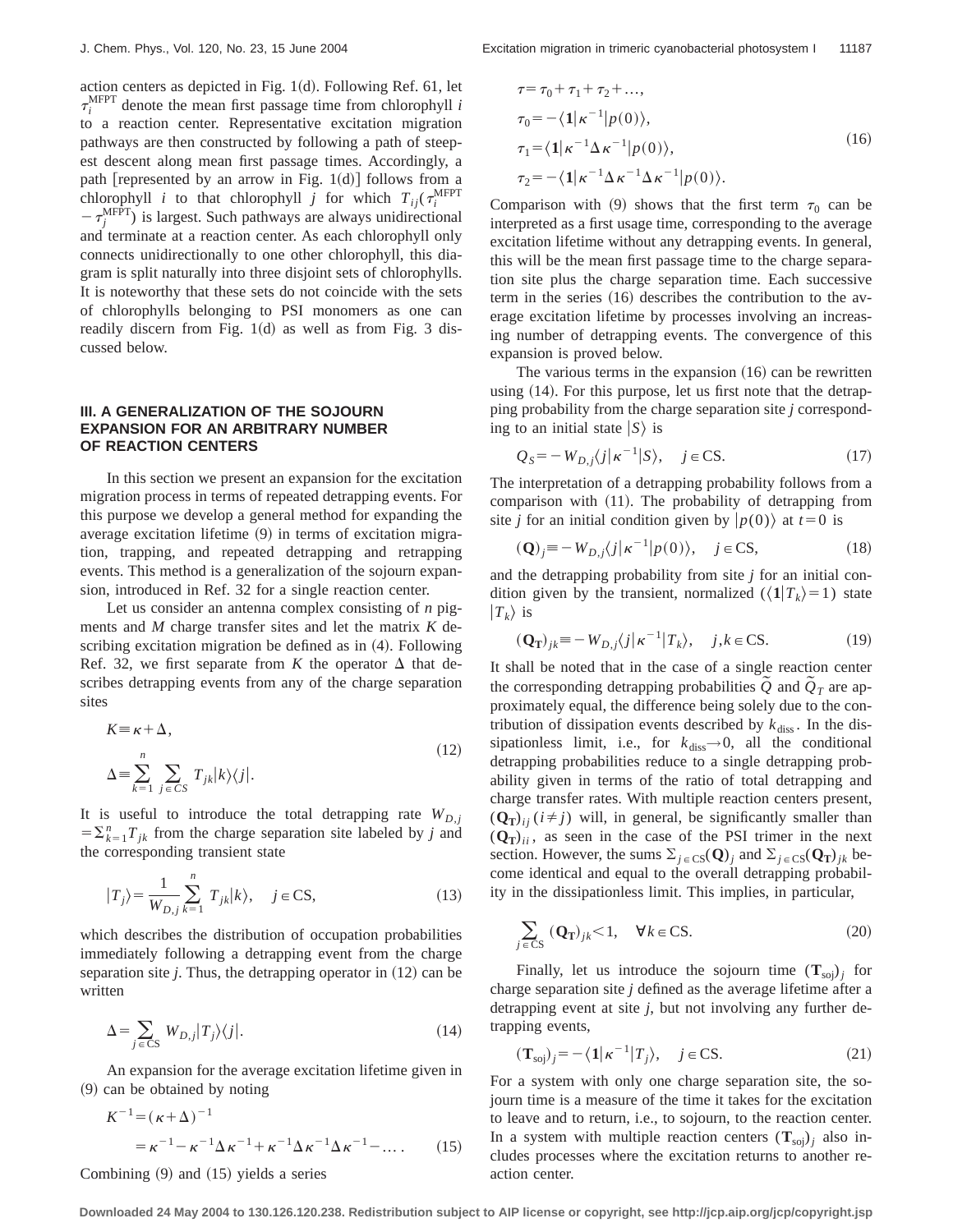action centers as depicted in Fig. 1(d). Following Ref. 61, let $\tau_i^{\text{MFPT}}$ denote the mean first passage time from chlorophyll $i$ to a reaction center. Representative excitation migration pathways are then constructed by following a path of steepest descent along mean first passage times. Accordingly, a path [represented by an arrow in Fig. 1(d)] follows from a chlorophyll $i$ to that chlorophyll $j$ for which $T_{ij}(\tau_i^{\text{MFPT}} - \tau_j^{\text{MFPT}})$ is largest. Such pathways are always unidirectional and terminate at a reaction center. As each chlorophyll only connects unidirectionally to one other chlorophyll, this diagram is split naturally into three disjoint sets of chlorophylls. It is noteworthy that these sets do not coincide with the sets of chlorophylls belonging to PSI monomers as one can readily discern from Fig. 1(d) as well as from Fig. 3 discussed below.

## III. A GENERALIZATION OF THE SOJOURN EXPANSION FOR AN ARBITRARY NUMBER OF REACTION CENTERS

In this section we present an expansion for the excitation migration process in terms of repeated detrapping events. For this purpose we develop a general method for expanding the average excitation lifetime (9) in terms of excitation migration, trapping, and repeated detrapping and retrapping events. This method is a generalization of the sojourn expansion, introduced in Ref. 32 for a single reaction center.

Let us consider an antenna complex consisting of $n$ pigments and $M$ charge transfer sites and let the matrix $K$ describing excitation migration be defined as in (4). Following Ref. 32, we first separate from $K$ the operator $\Delta$ that describes detrapping events from any of the charge separation sites

$$K \equiv \kappa + \Delta,$$
$$\Delta \equiv \sum_{k=1}^{n} \sum_{j \in CS} T_{jk} |k\rangle\langle j|. \tag{12}$$

It is useful to introduce the total detrapping rate $W_{D,j} = \sum_{k=1}^{n} T_{jk}$ from the charge separation site labeled by $j$ and the corresponding transient state

$$|T_j\rangle = \frac{1}{W_{D,j}} \sum_{k=1}^{n} T_{jk} |k\rangle, \quad j \in \text{CS}, \tag{13}$$

which describes the distribution of occupation probabilities immediately following a detrapping event from the charge separation site $j$. Thus, the detrapping operator in (12) can be written

$$\Delta = \sum_{j \in \text{CS}} W_{D,j} |T_j\rangle\langle j|. \tag{14}$$

An expansion for the average excitation lifetime given in (9) can be obtained by noting

$$K^{-1} = (\kappa + \Delta)^{-1}$$
$$= \kappa^{-1} - \kappa^{-1}\Delta\kappa^{-1} + \kappa^{-1}\Delta\kappa^{-1}\Delta\kappa^{-1} - \dots . \tag{15}$$

Combining (9) and (15) yields a series

$$\tau = \tau_0 + \tau_1 + \tau_2 + \dots,$$
$$\tau_0 = -\langle \mathbf{1} | \kappa^{-1} | p(0) \rangle,$$
$$\tau_1 = \langle \mathbf{1} | \kappa^{-1} \Delta \kappa^{-1} | p(0) \rangle, \tag{16}$$
$$\tau_2 = -\langle \mathbf{1} | \kappa^{-1} \Delta \kappa^{-1} \Delta \kappa^{-1} | p(0) \rangle.$$

Comparison with (9) shows that the first term $\tau_0$ can be interpreted as a first usage time, corresponding to the average excitation lifetime without any detrapping events. In general, this will be the mean first passage time to the charge separation site plus the charge separation time. Each successive term in the series (16) describes the contribution to the average excitation lifetime by processes involving an increasing number of detrapping events. The convergence of this expansion is proved below.

The various terms in the expansion (16) can be rewritten using (14). For this purpose, let us first note that the detrapping probability from the charge separation site $j$ corresponding to an initial state $|S\rangle$ is

$$Q_S = -W_{D,j} \langle j | \kappa^{-1} | S \rangle, \quad j \in \text{CS}. \tag{17}$$

The interpretation of a detrapping probability follows from a comparison with (11). The probability of detrapping from site $j$ for an initial condition given by $|p(0)\rangle$ at $t=0$ is

$$(\mathbf{Q})_j \equiv -W_{D,j} \langle j | \kappa^{-1} | p(0) \rangle, \quad j \in \text{CS}, \tag{18}$$

and the detrapping probability from site $j$ for an initial condition given by the transient, normalized ($\langle \mathbf{1} | T_k \rangle = 1$) state $|T_k\rangle$ is

$$(\mathbf{Q_T})_{jk} \equiv -W_{D,j} \langle j | \kappa^{-1} | T_k \rangle, \quad j,k \in \text{CS}. \tag{19}$$

It shall be noted that in the case of a single reaction center the corresponding detrapping probabilities $\tilde{Q}$ and $\tilde{Q}_T$ are approximately equal, the difference being solely due to the contribution of dissipation events described by $k_{\text{diss}}$. In the dissipationless limit, i.e., for $k_{\text{diss}} \to 0$, all the conditional detrapping probabilities reduce to a single detrapping probability given in terms of the ratio of total detrapping and charge transfer rates. With multiple reaction centers present, $(\mathbf{Q_T})_{ij}$ $(i \neq j)$ will, in general, be significantly smaller than $(\mathbf{Q_T})_{ii}$, as seen in the case of the PSI trimer in the next section. However, the sums $\Sigma_{j \in \text{CS}} (\mathbf{Q})_j$ and $\Sigma_{j \in \text{CS}} (\mathbf{Q_T})_{jk}$ become identical and equal to the overall detrapping probability in the dissipationless limit. This implies, in particular,

$$\sum_{j \in \text{CS}} (\mathbf{Q_T})_{jk} < 1, \quad \forall k \in \text{CS}. \tag{20}$$

Finally, let us introduce the sojourn time $(\mathbf{T}_{\text{soj}})_j$ for charge separation site $j$ defined as the average lifetime after a detrapping event at site $j$, but not involving any further detrapping events,

$$(\mathbf{T}_{\text{soj}})_j = -\langle \mathbf{1} | \kappa^{-1} | T_j \rangle, \quad j \in \text{CS}. \tag{21}$$

For a system with only one charge separation site, the sojourn time is a measure of the time it takes for the excitation to leave and to return, i.e., to sojourn, to the reaction center. In a system with multiple reaction centers $(\mathbf{T}_{\text{soj}})_j$ also includes processes where the excitation returns to another reaction center.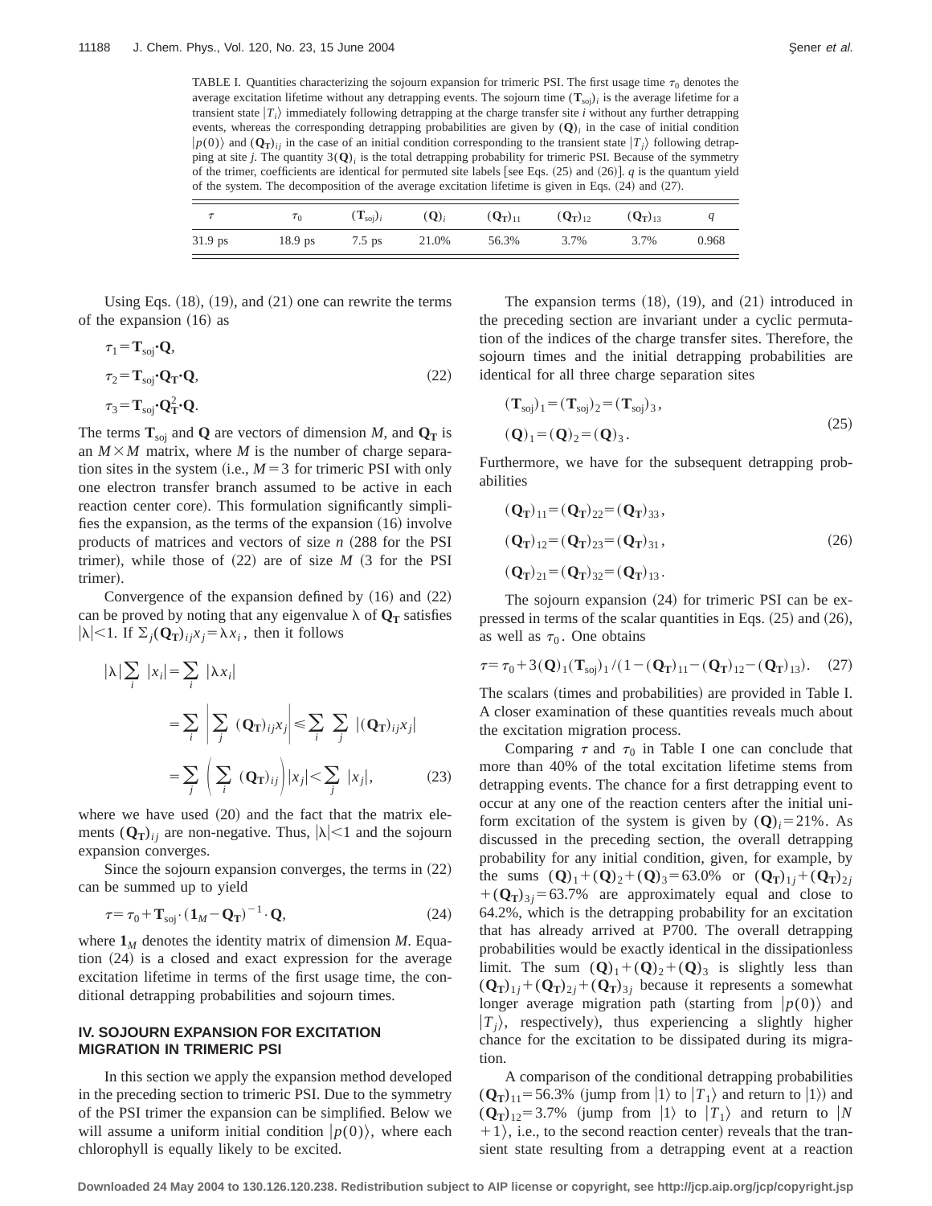TABLE I. Quantities characterizing the sojourn expansion for trimeric PSI. The first usage time $\tau_0$ denotes the average excitation lifetime without any detrapping events. The sojourn time $(\mathbf{T}_{\rm soj})_i$ is the average lifetime for a transient state $|T_i\rangle$ immediately following detrapping at the charge transfer site $i$ without any further detrapping events, whereas the corresponding detrapping probabilities are given by $(\mathbf{Q})_i$ in the case of initial condition $|p(0)\rangle$ and $(\mathbf{Q_T})_{ij}$ in the case of an initial condition corresponding to the transient state $|T_j\rangle$ following detrapping at site $j$. The quantity $3(\mathbf{Q})_i$ is the total detrapping probability for trimeric PSI. Because of the symmetry of the trimer, coefficients are identical for permuted site labels [see Eqs. (25) and (26)]. $q$ is the quantum yield of the system. The decomposition of the average excitation lifetime is given in Eqs. (24) and (27).

| $\tau$ | $\tau_0$ | $(\mathbf{T}_{\rm soj})_i$ | $(\mathbf{Q})_i$ | $(\mathbf{Q_T})_{11}$ | $(\mathbf{Q_T})_{12}$ | $(\mathbf{Q_T})_{13}$ | $q$ |
|---|---|---|---|---|---|---|---|
| 31.9 ps | 18.9 ps | 7.5 ps | 21.0% | 56.3% | 3.7% | 3.7% | 0.968 |

Using Eqs. (18), (19), and (21) one can rewrite the terms of the expansion (16) as

$$\begin{aligned}\tau_1 &= \mathbf{T}_{\rm soj}\cdot\mathbf{Q},\\ \tau_2 &= \mathbf{T}_{\rm soj}\cdot\mathbf{Q_T}\cdot\mathbf{Q},\\ \tau_3 &= \mathbf{T}_{\rm soj}\cdot\mathbf{Q_T^2}\cdot\mathbf{Q}.\end{aligned}\tag{22}$$

The terms $\mathbf{T}_{\rm soj}$ and $\mathbf{Q}$ are vectors of dimension $M$, and $\mathbf{Q_T}$ is an $M\times M$ matrix, where $M$ is the number of charge separation sites in the system (i.e., $M=3$ for trimeric PSI with only one electron transfer branch assumed to be active in each reaction center core). This formulation significantly simplifies the expansion, as the terms of the expansion (16) involve products of matrices and vectors of size $n$ (288 for the PSI trimer), while those of (22) are of size $M$ (3 for the PSI trimer).

Convergence of the expansion defined by (16) and (22) can be proved by noting that any eigenvalue $\lambda$ of $\mathbf{Q_T}$ satisfies $|\lambda|<1$. If $\Sigma_j(\mathbf{Q_T})_{ij}x_j=\lambda x_i$, then it follows

$$\begin{aligned}|\lambda|\sum_i |x_i| &= \sum_i |\lambda x_i|\\ &= \sum_i \left|\sum_j (\mathbf{Q_T})_{ij}x_j\right| \le \sum_i \sum_j |(\mathbf{Q_T})_{ij}x_j|\\ &= \sum_j \left(\sum_i (\mathbf{Q_T})_{ij}\right)|x_j| < \sum_j |x_j|,\end{aligned}\tag{23}$$

where we have used (20) and the fact that the matrix elements $(\mathbf{Q_T})_{ij}$ are non-negative. Thus, $|\lambda|<1$ and the sojourn expansion converges.

Since the sojourn expansion converges, the terms in (22) can be summed up to yield

$$\tau=\tau_0+\mathbf{T}_{\rm soj}\cdot(\mathbf{1}_M-\mathbf{Q_T})^{-1}\cdot\mathbf{Q},\tag{24}$$

where $\mathbf{1}_M$ denotes the identity matrix of dimension $M$. Equation (24) is a closed and exact expression for the average excitation lifetime in terms of the first usage time, the conditional detrapping probabilities and sojourn times.

## IV. SOJOURN EXPANSION FOR EXCITATION MIGRATION IN TRIMERIC PSI

In this section we apply the expansion method developed in the preceding section to trimeric PSI. Due to the symmetry of the PSI trimer the expansion can be simplified. Below we will assume a uniform initial condition $|p(0)\rangle$, where each chlorophyll is equally likely to be excited.

The expansion terms (18), (19), and (21) introduced in the preceding section are invariant under a cyclic permutation of the indices of the charge transfer sites. Therefore, the sojourn times and the initial detrapping probabilities are identical for all three charge separation sites

$$\begin{aligned}&(\mathbf{T}_{\rm soj})_1=(\mathbf{T}_{\rm soj})_2=(\mathbf{T}_{\rm soj})_3,\\ &(\mathbf{Q})_1=(\mathbf{Q})_2=(\mathbf{Q})_3.\end{aligned}\tag{25}$$

Furthermore, we have for the subsequent detrapping probabilities

$$\begin{aligned}&(\mathbf{Q_T})_{11}=(\mathbf{Q_T})_{22}=(\mathbf{Q_T})_{33},\\ &(\mathbf{Q_T})_{12}=(\mathbf{Q_T})_{23}=(\mathbf{Q_T})_{31},\\ &(\mathbf{Q_T})_{21}=(\mathbf{Q_T})_{32}=(\mathbf{Q_T})_{13}.\end{aligned}\tag{26}$$

The sojourn expansion (24) for trimeric PSI can be expressed in terms of the scalar quantities in Eqs. (25) and (26), as well as $\tau_0$. One obtains

$$\tau=\tau_0+3(\mathbf{Q})_1(\mathbf{T}_{\rm soj})_1/(1-(\mathbf{Q_T})_{11}-(\mathbf{Q_T})_{12}-(\mathbf{Q_T})_{13}).\tag{27}$$

The scalars (times and probabilities) are provided in Table I. A closer examination of these quantities reveals much about the excitation migration process.

Comparing $\tau$ and $\tau_0$ in Table I one can conclude that more than 40% of the total excitation lifetime stems from detrapping events. The chance for a first detrapping event to occur at any one of the reaction centers after the initial uniform excitation of the system is given by $(\mathbf{Q})_i=21\%$. As discussed in the preceding section, the overall detrapping probability for any initial condition, given, for example, by the sums $(\mathbf{Q})_1+(\mathbf{Q})_2+(\mathbf{Q})_3=63.0\%$ or $(\mathbf{Q_T})_{1j}+(\mathbf{Q_T})_{2j}+(\mathbf{Q_T})_{3j}=63.7\%$ are approximately equal and close to 64.2%, which is the detrapping probability for an excitation that has already arrived at P700. The overall detrapping probabilities would be exactly identical in the dissipationless limit. The sum $(\mathbf{Q})_1+(\mathbf{Q})_2+(\mathbf{Q})_3$ is slightly less than $(\mathbf{Q_T})_{1j}+(\mathbf{Q_T})_{2j}+(\mathbf{Q_T})_{3j}$ because it represents a somewhat longer average migration path (starting from $|p(0)\rangle$ and $|T_j\rangle$, respectively), thus experiencing a slightly higher chance for the excitation to be dissipated during its migration.

A comparison of the conditional detrapping probabilities $(\mathbf{Q_T})_{11}=56.3\%$ (jump from $|1\rangle$ to $|T_1\rangle$ and return to $|1\rangle$) and $(\mathbf{Q_T})_{12}=3.7\%$ (jump from $|1\rangle$ to $|T_1\rangle$ and return to $|N+1\rangle$, i.e., to the second reaction center) reveals that the transient state resulting from a detrapping event at a reaction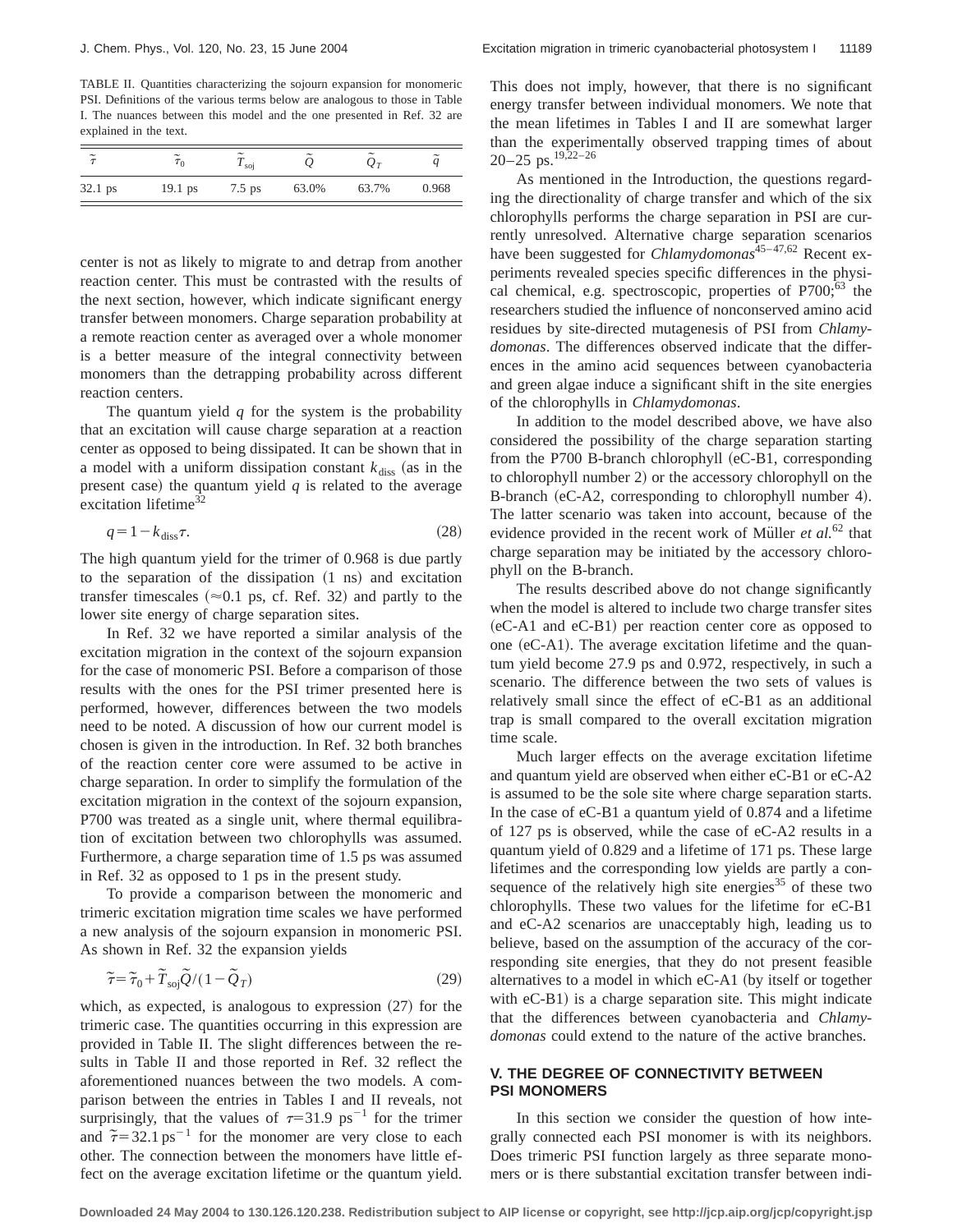TABLE II. Quantities characterizing the sojourn expansion for monomeric PSI. Definitions of the various terms below are analogous to those in Table I. The nuances between this model and the one presented in Ref. 32 are explained in the text.

| $\tilde{\tau}$ | $\tilde{\tau}_0$ | $\tilde{T}_{\text{soj}}$ | $\tilde{Q}$ | $\tilde{Q}_T$ | $\tilde{q}$ |
|---|---|---|---|---|---|
| 32.1 ps | 19.1 ps | 7.5 ps | 63.0% | 63.7% | 0.968 |

center is not as likely to migrate to and detrap from another reaction center. This must be contrasted with the results of the next section, however, which indicate significant energy transfer between monomers. Charge separation probability at a remote reaction center as averaged over a whole monomer is a better measure of the integral connectivity between monomers than the detrapping probability across different reaction centers.

The quantum yield $q$ for the system is the probability that an excitation will cause charge separation at a reaction center as opposed to being dissipated. It can be shown that in a model with a uniform dissipation constant $k_{\text{diss}}$ (as in the present case) the quantum yield $q$ is related to the average excitation lifetime[32]

$$q = 1 - k_{\text{diss}} \tau. \tag{28}$$

The high quantum yield for the trimer of 0.968 is due partly to the separation of the dissipation (1 ns) and excitation transfer timescales (≈0.1 ps, cf. Ref. 32) and partly to the lower site energy of charge separation sites.

In Ref. 32 we have reported a similar analysis of the excitation migration in the context of the sojourn expansion for the case of monomeric PSI. Before a comparison of those results with the ones for the PSI trimer presented here is performed, however, differences between the two models need to be noted. A discussion of how our current model is chosen is given in the introduction. In Ref. 32 both branches of the reaction center core were assumed to be active in charge separation. In order to simplify the formulation of the excitation migration in the context of the sojourn expansion, P700 was treated as a single unit, where thermal equilibration of excitation between two chlorophylls was assumed. Furthermore, a charge separation time of 1.5 ps was assumed in Ref. 32 as opposed to 1 ps in the present study.

To provide a comparison between the monomeric and trimeric excitation migration time scales we have performed a new analysis of the sojourn expansion in monomeric PSI. As shown in Ref. 32 the expansion yields

$$\tilde{\tau} = \tilde{\tau}_0 + \tilde{T}_{\text{soj}} \tilde{Q} / (1 - \tilde{Q}_T) \tag{29}$$

which, as expected, is analogous to expression (27) for the trimeric case. The quantities occurring in this expression are provided in Table II. The slight differences between the results in Table II and those reported in Ref. 32 reflect the aforementioned nuances between the two models. A comparison between the entries in Tables I and II reveals, not surprisingly, that the values of $\tau = 31.9\ \text{ps}^{-1}$ for the trimer and $\tilde{\tau} = 32.1\ \text{ps}^{-1}$ for the monomer are very close to each other. The connection between the monomers have little effect on the average excitation lifetime or the quantum yield. This does not imply, however, that there is no significant energy transfer between individual monomers. We note that the mean lifetimes in Tables I and II are somewhat larger than the experimentally observed trapping times of about 20–25 ps.[19,22–26]

As mentioned in the Introduction, the questions regarding the directionality of charge transfer and which of the six chlorophylls performs the charge separation in PSI are currently unresolved. Alternative charge separation scenarios have been suggested for *Chlamydomonas*[45–47,62] Recent experiments revealed species specific differences in the physical chemical, e.g. spectroscopic, properties of P700;[63] the researchers studied the influence of nonconserved amino acid residues by site-directed mutagenesis of PSI from *Chlamydomonas*. The differences observed indicate that the differences in the amino acid sequences between cyanobacteria and green algae induce a significant shift in the site energies of the chlorophylls in *Chlamydomonas*.

In addition to the model described above, we have also considered the possibility of the charge separation starting from the P700 B-branch chlorophyll (eC-B1, corresponding to chlorophyll number 2) or the accessory chlorophyll on the B-branch (eC-A2, corresponding to chlorophyll number 4). The latter scenario was taken into account, because of the evidence provided in the recent work of Müller *et al.*[62] that charge separation may be initiated by the accessory chlorophyll on the B-branch.

The results described above do not change significantly when the model is altered to include two charge transfer sites (eC-A1 and eC-B1) per reaction center core as opposed to one (eC-A1). The average excitation lifetime and the quantum yield become 27.9 ps and 0.972, respectively, in such a scenario. The difference between the two sets of values is relatively small since the effect of eC-B1 as an additional trap is small compared to the overall excitation migration time scale.

Much larger effects on the average excitation lifetime and quantum yield are observed when either eC-B1 or eC-A2 is assumed to be the sole site where charge separation starts. In the case of eC-B1 a quantum yield of 0.874 and a lifetime of 127 ps is observed, while the case of eC-A2 results in a quantum yield of 0.829 and a lifetime of 171 ps. These large lifetimes and the corresponding low yields are partly a consequence of the relatively high site energies[35] of these two chlorophylls. These two values for the lifetime for eC-B1 and eC-A2 scenarios are unacceptably high, leading us to believe, based on the assumption of the accuracy of the corresponding site energies, that they do not present feasible alternatives to a model in which eC-A1 (by itself or together with eC-B1) is a charge separation site. This might indicate that the differences between cyanobacteria and *Chlamydomonas* could extend to the nature of the active branches.

## V. THE DEGREE OF CONNECTIVITY BETWEEN PSI MONOMERS

In this section we consider the question of how integrally connected each PSI monomer is with its neighbors. Does trimeric PSI function largely as three separate monomers or is there substantial excitation transfer between indi-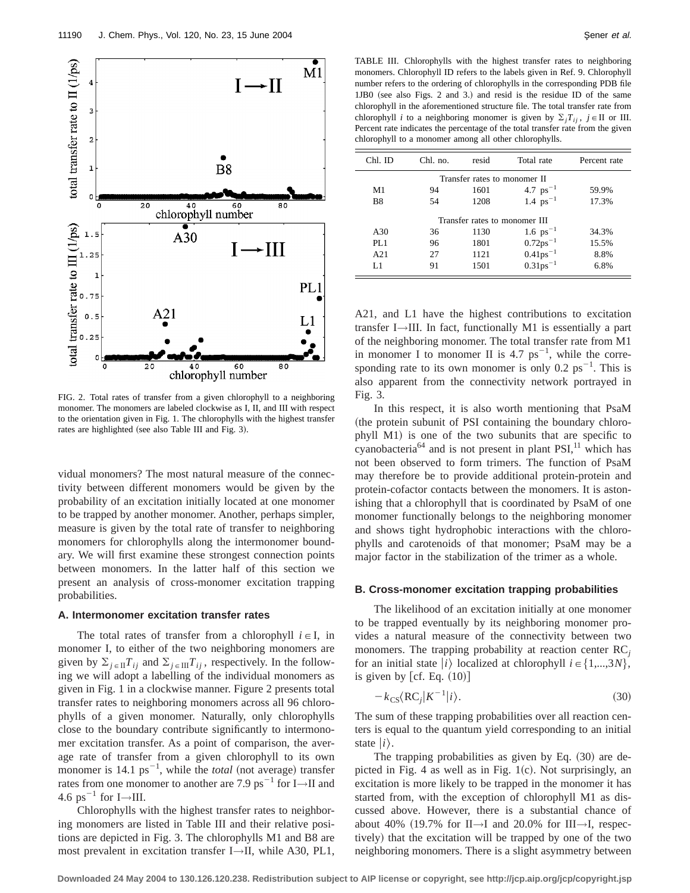FIG. 2. Total rates of transfer from a given chlorophyll to a neighboring monomer. The monomers are labeled clockwise as I, II, and III with respect to the orientation given in Fig. 1. The chlorophylls with the highest transfer rates are highlighted (see also Table III and Fig. 3).

vidual monomers? The most natural measure of the connectivity between different monomers would be given by the probability of an excitation initially located at one monomer to be trapped by another monomer. Another, perhaps simpler, measure is given by the total rate of transfer to neighboring monomers for chlorophylls along the intermonomer boundary. We will first examine these strongest connection points between monomers. In the latter half of this section we present an analysis of cross-monomer excitation trapping probabilities.

### A. Intermonomer excitation transfer rates

The total rates of transfer from a chlorophyll $i \in \mathrm{I}$, in monomer I, to either of the two neighboring monomers are given by $\Sigma_{j\in \mathrm{II}} T_{ij}$ and $\Sigma_{j\in \mathrm{III}} T_{ij}$, respectively. In the following we will adopt a labelling of the individual monomers as given in Fig. 1 in a clockwise manner. Figure 2 presents total transfer rates to neighboring monomers across all 96 chlorophylls of a given monomer. Naturally, only chlorophylls close to the boundary contribute significantly to intermonomer excitation transfer. As a point of comparison, the average rate of transfer from a given chlorophyll to its own monomer is 14.1 $\mathrm{ps}^{-1}$, while the *total* (not average) transfer rates from one monomer to another are 7.9 $\mathrm{ps}^{-1}$ for I→II and 4.6 $\mathrm{ps}^{-1}$ for I→III.

Chlorophylls with the highest transfer rates to neighboring monomers are listed in Table III and their relative positions are depicted in Fig. 3. The chlorophylls M1 and B8 are most prevalent in excitation transfer I→II, while A30, PL1, A21, and L1 have the highest contributions to excitation transfer I→III. In fact, functionally M1 is essentially a part of the neighboring monomer. The total transfer rate from M1 in monomer I to monomer II is 4.7 $\mathrm{ps}^{-1}$, while the corresponding rate to its own monomer is only 0.2 $\mathrm{ps}^{-1}$. This is also apparent from the connectivity network portrayed in Fig. 3.

TABLE III. Chlorophylls with the highest transfer rates to neighboring monomers. Chlorophyll ID refers to the labels given in Ref. 9. Chlorophyll number refers to the ordering of chlorophylls in the corresponding PDB file 1JB0 (see also Figs. 2 and 3.) and resid is the residue ID of the same chlorophyll in the aforementioned structure file. The total transfer rate from chlorophyll $i$ to a neighboring monomer is given by $\Sigma_j T_{ij}$, $j \in \mathrm{II}$ or III. Percent rate indicates the percentage of the total transfer rate from the given chlorophyll to a monomer among all other chlorophylls.

| Chl. ID | Chl. no. | resid | Total rate | Percent rate |
|---|---|---|---|---|
| Transfer rates to monomer II | | | | |
| M1 | 94 | 1601 | 4.7 $\mathrm{ps}^{-1}$ | 59.9% |
| B8 | 54 | 1208 | 1.4 $\mathrm{ps}^{-1}$ | 17.3% |
| Transfer rates to monomer III | | | | |
| A30 | 36 | 1130 | 1.6 $\mathrm{ps}^{-1}$ | 34.3% |
| PL1 | 96 | 1801 | 0.72 $\mathrm{ps}^{-1}$ | 15.5% |
| A21 | 27 | 1121 | 0.41 $\mathrm{ps}^{-1}$ | 8.8% |
| L1 | 91 | 1501 | 0.31 $\mathrm{ps}^{-1}$ | 6.8% |

In this respect, it is also worth mentioning that PsaM (the protein subunit of PSI containing the boundary chlorophyll M1) is one of the two subunits that are specific to cyanobacteria[64] and is not present in plant PSI,[11] which has not been observed to form trimers. The function of PsaM may therefore be to provide additional protein-protein and protein-cofactor contacts between the monomers. It is astonishing that a chlorophyll that is coordinated by PsaM of one monomer functionally belongs to the neighboring monomer and shows tight hydrophobic interactions with the chlorophylls and carotenoids of that monomer; PsaM may be a major factor in the stabilization of the trimer as a whole.

### B. Cross-monomer excitation trapping probabilities

The likelihood of an excitation initially at one monomer to be trapped eventually by its neighboring monomer provides a natural measure of the connectivity between two monomers. The trapping probability at reaction center $\mathrm{RC}_j$ for an initial state $|i\rangle$ localized at chlorophyll $i \in \{1,...,3N\}$, is given by [cf. Eq. (10)]

$$-k_{\mathrm{CS}}\langle \mathrm{RC}_j | K^{-1} | i \rangle. \tag{30}$$

The sum of these trapping probabilities over all reaction centers is equal to the quantum yield corresponding to an initial state $|i\rangle$.

The trapping probabilities as given by Eq. (30) are depicted in Fig. 4 as well as in Fig. 1(c). Not surprisingly, an excitation is more likely to be trapped in the monomer it has started from, with the exception of chlorophyll M1 as discussed above. However, there is a substantial chance of about 40% (19.7% for II→I and 20.0% for III→I, respectively) that the excitation will be trapped by one of the two neighboring monomers. There is a slight asymmetry between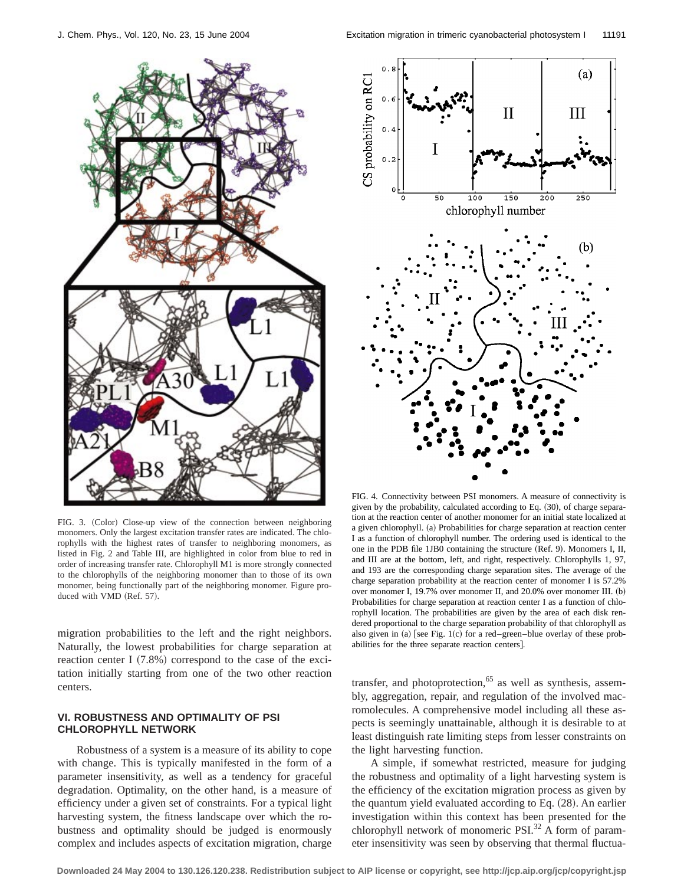FIG. 3. (Color) Close-up view of the connection between neighboring monomers. Only the largest excitation transfer rates are indicated. The chlorophylls with the highest rates of transfer to neighboring monomers, as listed in Fig. 2 and Table III, are highlighted in color from blue to red in order of increasing transfer rate. Chlorophyll M1 is more strongly connected to the chlorophylls of the neighboring monomer than to those of its own monomer, being functionally part of the neighboring monomer. Figure produced with VMD (Ref. 57).

FIG. 4. Connectivity between PSI monomers. A measure of connectivity is given by the probability, calculated according to Eq. (30), of charge separation at the reaction center of another monomer for an initial state localized at a given chlorophyll. (a) Probabilities for charge separation at reaction center I as a function of chlorophyll number. The ordering used is identical to the one in the PDB file 1JB0 containing the structure (Ref. 9). Monomers I, II, and III are at the bottom, left, and right, respectively. Chlorophylls 1, 97, and 193 are the corresponding charge separation sites. The average of the charge separation probability at the reaction center of monomer I is 57.2% over monomer I, 19.7% over monomer II, and 20.0% over monomer III. (b) Probabilities for charge separation at reaction center I as a function of chlorophyll location. The probabilities are given by the area of each disk rendered proportional to the charge separation probability of that chlorophyll as also given in (a) [see Fig. 1(c) for a red–green–blue overlay of these probabilities for the three separate reaction centers].

migration probabilities to the left and the right neighbors. Naturally, the lowest probabilities for charge separation at reaction center I (7.8%) correspond to the case of the excitation initially starting from one of the two other reaction centers.

## VI. ROBUSTNESS AND OPTIMALITY OF PSI CHLOROPHYLL NETWORK

Robustness of a system is a measure of its ability to cope with change. This is typically manifested in the form of a parameter insensitivity, as well as a tendency for graceful degradation. Optimality, on the other hand, is a measure of efficiency under a given set of constraints. For a typical light harvesting system, the fitness landscape over which the robustness and optimality should be judged is enormously complex and includes aspects of excitation migration, charge transfer, and photoprotection,[65] as well as synthesis, assembly, aggregation, repair, and regulation of the involved macromolecules. A comprehensive model including all these aspects is seemingly unattainable, although it is desirable to at least distinguish rate limiting steps from lesser constraints on the light harvesting function.

A simple, if somewhat restricted, measure for judging the robustness and optimality of a light harvesting system is the efficiency of the excitation migration process as given by the quantum yield evaluated according to Eq. (28). An earlier investigation within this context has been presented for the chlorophyll network of monomeric PSI.[32] A form of parameter insensitivity was seen by observing that thermal fluctua-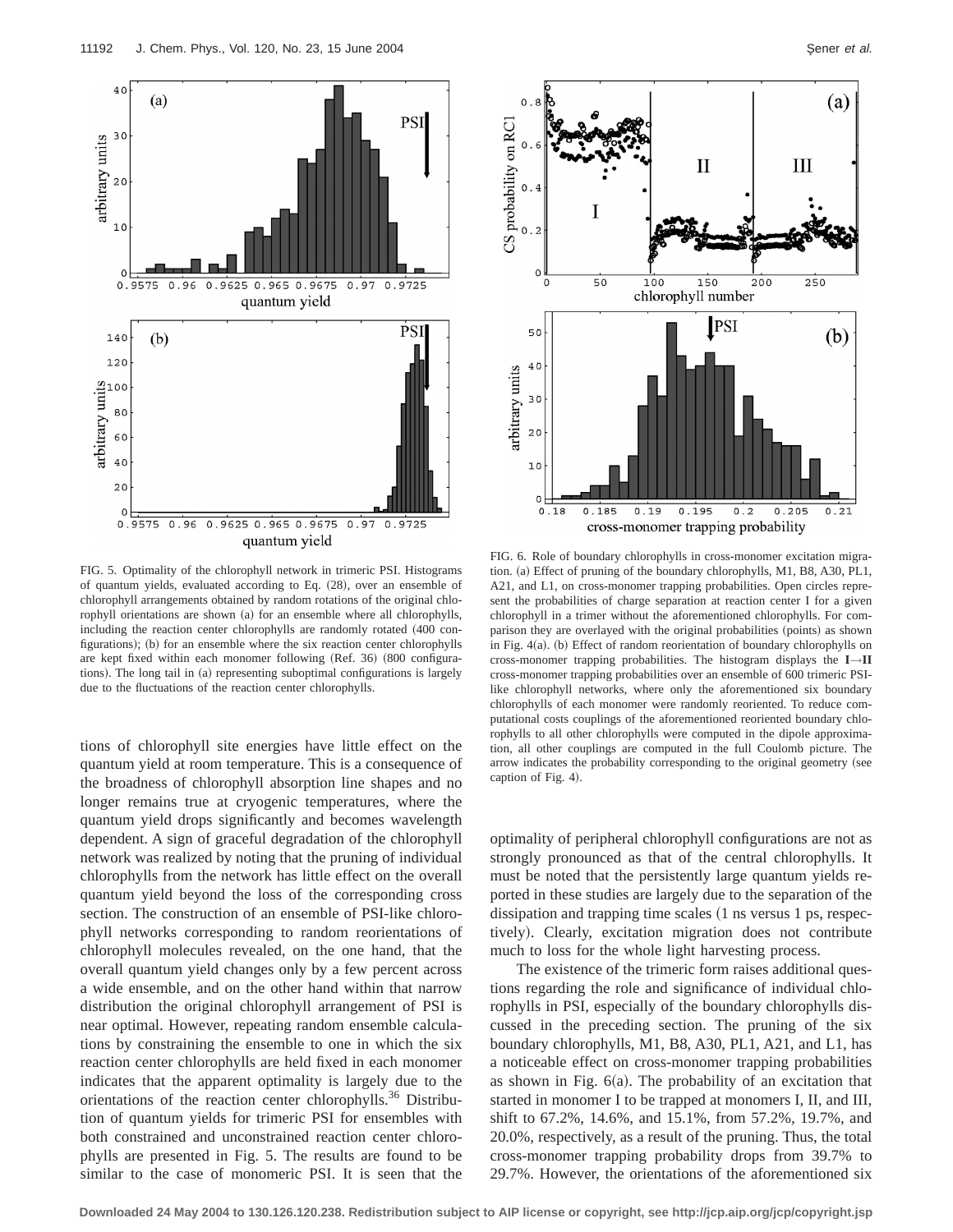FIG. 5. Optimality of the chlorophyll network in trimeric PSI. Histograms of quantum yields, evaluated according to Eq. (28), over an ensemble of chlorophyll arrangements obtained by random rotations of the original chlorophyll orientations are shown (a) for an ensemble where all chlorophylls, including the reaction center chlorophylls are randomly rotated (400 configurations); (b) for an ensemble where the six reaction center chlorophylls are kept fixed within each monomer following (Ref. 36) (800 configurations). The long tail in (a) representing suboptimal configurations is largely due to the fluctuations of the reaction center chlorophylls.

FIG. 6. Role of boundary chlorophylls in cross-monomer excitation migration. (a) Effect of pruning of the boundary chlorophylls, M1, B8, A30, PL1, A21, and L1, on cross-monomer trapping probabilities. Open circles represent the probabilities of charge separation at reaction center I for a given chlorophyll in a trimer without the aforementioned chlorophylls. For comparison they are overlayed with the original probabilities (points) as shown in Fig. 4(a). (b) Effect of random reorientation of boundary chlorophylls on cross-monomer trapping probabilities. The histogram displays the **I→II** cross-monomer trapping probabilities over an ensemble of 600 trimeric PSI-like chlorophyll networks, where only the aforementioned six boundary chlorophylls of each monomer were randomly reoriented. To reduce computational costs couplings of the aforementioned reoriented boundary chlorophylls to all other chlorophylls were computed in the dipole approximation, all other couplings are computed in the full Coulomb picture. The arrow indicates the probability corresponding to the original geometry (see caption of Fig. 4).

tions of chlorophyll site energies have little effect on the quantum yield at room temperature. This is a consequence of the broadness of chlorophyll absorption line shapes and no longer remains true at cryogenic temperatures, where the quantum yield drops significantly and becomes wavelength dependent. A sign of graceful degradation of the chlorophyll network was realized by noting that the pruning of individual chlorophylls from the network has little effect on the overall quantum yield beyond the loss of the corresponding cross section. The construction of an ensemble of PSI-like chlorophyll networks corresponding to random reorientations of chlorophyll molecules revealed, on the one hand, that the overall quantum yield changes only by a few percent across a wide ensemble, and on the other hand within that narrow distribution the original chlorophyll arrangement of PSI is near optimal. However, repeating random ensemble calculations by constraining the ensemble to one in which the six reaction center chlorophylls are held fixed in each monomer indicates that the apparent optimality is largely due to the orientations of the reaction center chlorophylls.[36] Distribution of quantum yields for trimeric PSI for ensembles with both constrained and unconstrained reaction center chlorophylls are presented in Fig. 5. The results are found to be similar to the case of monomeric PSI. It is seen that the optimality of peripheral chlorophyll configurations are not as strongly pronounced as that of the central chlorophylls. It must be noted that the persistently large quantum yields reported in these studies are largely due to the separation of the dissipation and trapping time scales (1 ns versus 1 ps, respectively). Clearly, excitation migration does not contribute much to loss for the whole light harvesting process.

The existence of the trimeric form raises additional questions regarding the role and significance of individual chlorophylls in PSI, especially of the boundary chlorophylls discussed in the preceding section. The pruning of the six boundary chlorophylls, M1, B8, A30, PL1, A21, and L1, has a noticeable effect on cross-monomer trapping probabilities as shown in Fig. 6(a). The probability of an excitation that started in monomer I to be trapped at monomers I, II, and III, shift to 67.2%, 14.6%, and 15.1%, from 57.2%, 19.7%, and 20.0%, respectively, as a result of the pruning. Thus, the total cross-monomer trapping probability drops from 39.7% to 29.7%. However, the orientations of the aforementioned six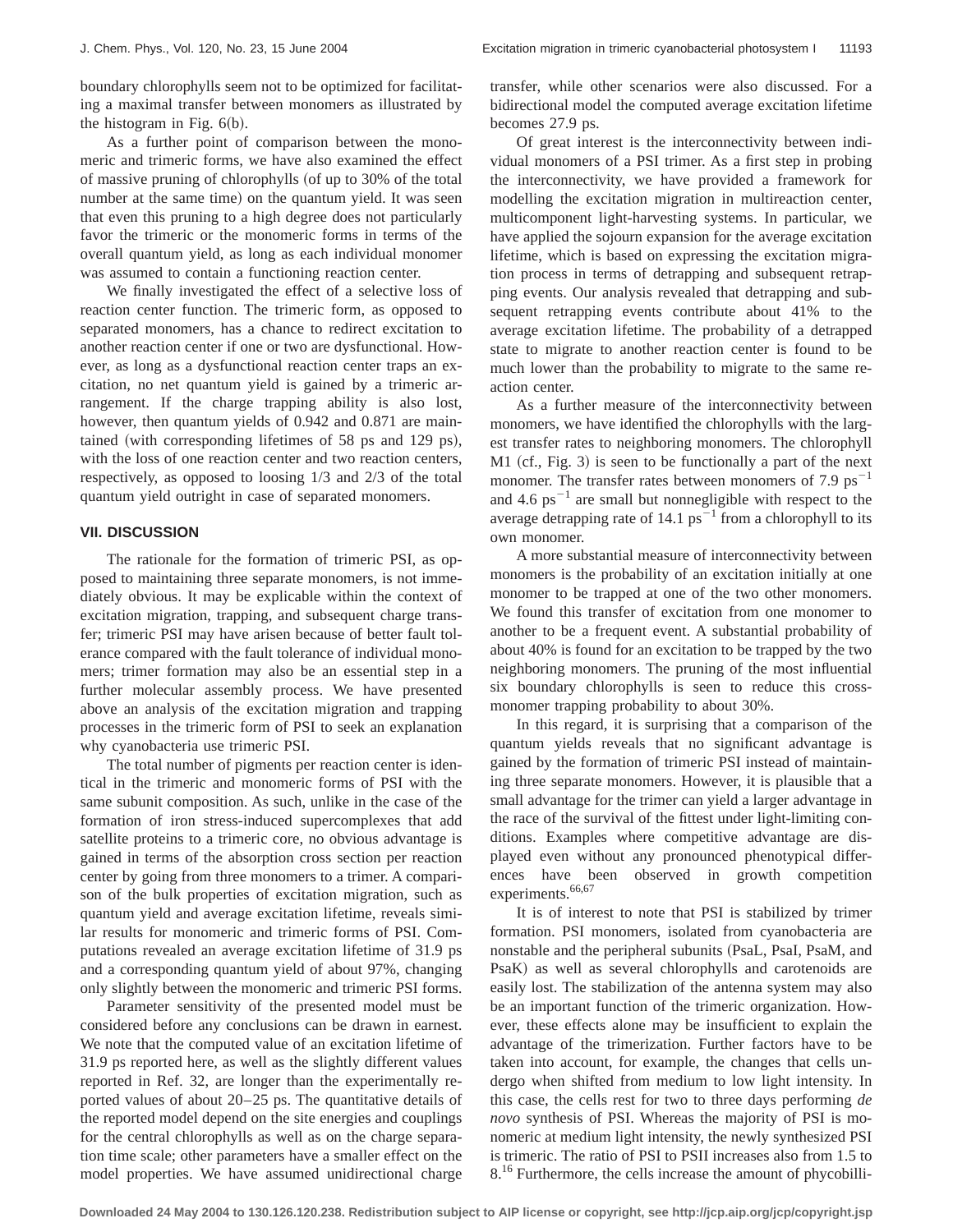boundary chlorophylls seem not to be optimized for facilitating a maximal transfer between monomers as illustrated by the histogram in Fig. 6(b).

As a further point of comparison between the monomeric and trimeric forms, we have also examined the effect of massive pruning of chlorophylls (of up to 30% of the total number at the same time) on the quantum yield. It was seen that even this pruning to a high degree does not particularly favor the trimeric or the monomeric forms in terms of the overall quantum yield, as long as each individual monomer was assumed to contain a functioning reaction center.

We finally investigated the effect of a selective loss of reaction center function. The trimeric form, as opposed to separated monomers, has a chance to redirect excitation to another reaction center if one or two are dysfunctional. However, as long as a dysfunctional reaction center traps an excitation, no net quantum yield is gained by a trimeric arrangement. If the charge trapping ability is also lost, however, then quantum yields of 0.942 and 0.871 are maintained (with corresponding lifetimes of 58 ps and 129 ps), with the loss of one reaction center and two reaction centers, respectively, as opposed to loosing 1/3 and 2/3 of the total quantum yield outright in case of separated monomers.

## VII. DISCUSSION

The rationale for the formation of trimeric PSI, as opposed to maintaining three separate monomers, is not immediately obvious. It may be explicable within the context of excitation migration, trapping, and subsequent charge transfer; trimeric PSI may have arisen because of better fault tolerance compared with the fault tolerance of individual monomers; trimer formation may also be an essential step in a further molecular assembly process. We have presented above an analysis of the excitation migration and trapping processes in the trimeric form of PSI to seek an explanation why cyanobacteria use trimeric PSI.

The total number of pigments per reaction center is identical in the trimeric and monomeric forms of PSI with the same subunit composition. As such, unlike in the case of the formation of iron stress-induced supercomplexes that add satellite proteins to a trimeric core, no obvious advantage is gained in terms of the absorption cross section per reaction center by going from three monomers to a trimer. A comparison of the bulk properties of excitation migration, such as quantum yield and average excitation lifetime, reveals similar results for monomeric and trimeric forms of PSI. Computations revealed an average excitation lifetime of 31.9 ps and a corresponding quantum yield of about 97%, changing only slightly between the monomeric and trimeric PSI forms.

Parameter sensitivity of the presented model must be considered before any conclusions can be drawn in earnest. We note that the computed value of an excitation lifetime of 31.9 ps reported here, as well as the slightly different values reported in Ref. 32, are longer than the experimentally reported values of about 20–25 ps. The quantitative details of the reported model depend on the site energies and couplings for the central chlorophylls as well as on the charge separation time scale; other parameters have a smaller effect on the model properties. We have assumed unidirectional charge transfer, while other scenarios were also discussed. For a bidirectional model the computed average excitation lifetime becomes 27.9 ps.

Of great interest is the interconnectivity between individual monomers of a PSI trimer. As a first step in probing the interconnectivity, we have provided a framework for modelling the excitation migration in multireaction center, multicomponent light-harvesting systems. In particular, we have applied the sojourn expansion for the average excitation lifetime, which is based on expressing the excitation migration process in terms of detrapping and subsequent retrapping events. Our analysis revealed that detrapping and subsequent retrapping events contribute about 41% to the average excitation lifetime. The probability of a detrapped state to migrate to another reaction center is found to be much lower than the probability to migrate to the same reaction center.

As a further measure of the interconnectivity between monomers, we have identified the chlorophylls with the largest transfer rates to neighboring monomers. The chlorophyll M1 (cf., Fig. 3) is seen to be functionally a part of the next monomer. The transfer rates between monomers of 7.9 $\text{ps}^{-1}$ and 4.6 $\text{ps}^{-1}$ are small but nonnegligible with respect to the average detrapping rate of 14.1 $\text{ps}^{-1}$ from a chlorophyll to its own monomer.

A more substantial measure of interconnectivity between monomers is the probability of an excitation initially at one monomer to be trapped at one of the two other monomers. We found this transfer of excitation from one monomer to another to be a frequent event. A substantial probability of about 40% is found for an excitation to be trapped by the two neighboring monomers. The pruning of the most influential six boundary chlorophylls is seen to reduce this cross-monomer trapping probability to about 30%.

In this regard, it is surprising that a comparison of the quantum yields reveals that no significant advantage is gained by the formation of trimeric PSI instead of maintaining three separate monomers. However, it is plausible that a small advantage for the trimer can yield a larger advantage in the race of the survival of the fittest under light-limiting conditions. Examples where competitive advantage are displayed even without any pronounced phenotypical differences have been observed in growth competition experiments.[66,67]

It is of interest to note that PSI is stabilized by trimer formation. PSI monomers, isolated from cyanobacteria are nonstable and the peripheral subunits (PsaL, PsaI, PsaM, and PsaK) as well as several chlorophylls and carotenoids are easily lost. The stabilization of the antenna system may also be an important function of the trimeric organization. However, these effects alone may be insufficient to explain the advantage of the trimerization. Further factors have to be taken into account, for example, the changes that cells undergo when shifted from medium to low light intensity. In this case, the cells rest for two to three days performing *de novo* synthesis of PSI. Whereas the majority of PSI is monomeric at medium light intensity, the newly synthesized PSI is trimeric. The ratio of PSI to PSII increases also from 1.5 to 8.[16] Furthermore, the cells increase the amount of phycobili-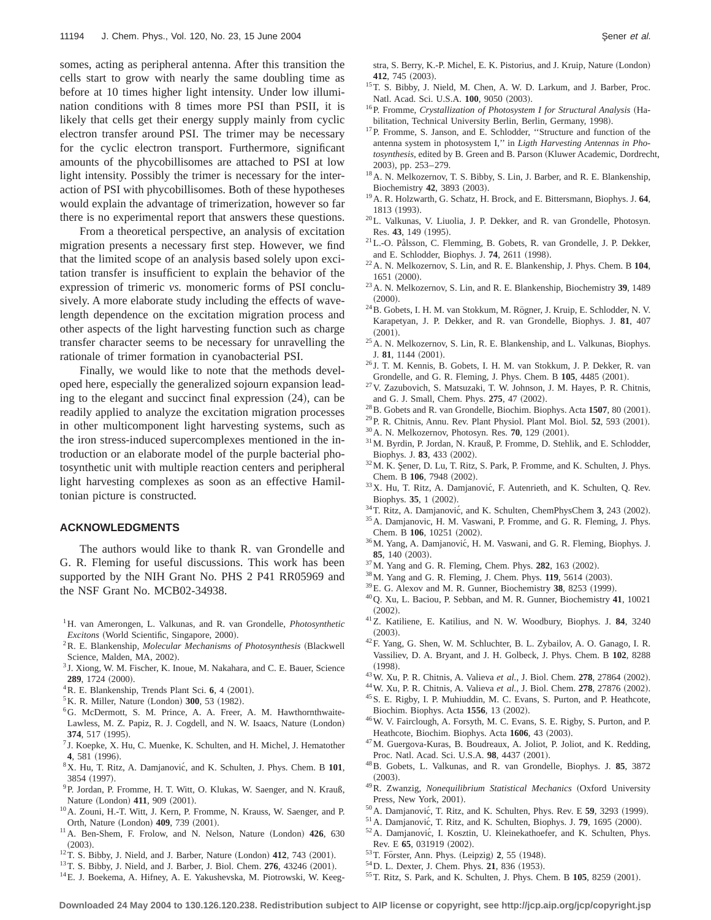somes, acting as peripheral antenna. After this transition the cells start to grow with nearly the same doubling time as before at 10 times higher light intensity. Under low illumination conditions with 8 times more PSI than PSII, it is likely that cells get their energy supply mainly from cyclic electron transfer around PSI. The trimer may be necessary for the cyclic electron transport. Furthermore, significant amounts of the phycobillisomes are attached to PSI at low light intensity. Possibly the trimer is necessary for the interaction of PSI with phycobillisomes. Both of these hypotheses would explain the advantage of trimerization, however so far there is no experimental report that answers these questions.

From a theoretical perspective, an analysis of excitation migration presents a necessary first step. However, we find that the limited scope of an analysis based solely upon excitation transfer is insufficient to explain the behavior of the expression of trimeric *vs.* monomeric forms of PSI conclusively. A more elaborate study including the effects of wavelength dependence on the excitation migration process and other aspects of the light harvesting function such as charge transfer character seems to be necessary for unravelling the rationale of trimer formation in cyanobacterial PSI.

Finally, we would like to note that the methods developed here, especially the generalized sojourn expansion leading to the elegant and succinct final expression (24), can be readily applied to analyze the excitation migration processes in other multicomponent light harvesting systems, such as the iron stress-induced supercomplexes mentioned in the introduction or an elaborate model of the purple bacterial photosynthetic unit with multiple reaction centers and peripheral light harvesting complexes as soon as an effective Hamiltonian picture is constructed.

## ACKNOWLEDGMENTS

The authors would like to thank R. van Grondelle and G. R. Fleming for useful discussions. This work has been supported by the NIH Grant No. PHS 2 P41 RR05969 and the NSF Grant No. MCB02-34938.

[1] H. van Amerongen, L. Valkunas, and R. van Grondelle, *Photosynthetic Excitons* (World Scientific, Singapore, 2000).
[2] R. E. Blankenship, *Molecular Mechanisms of Photosynthesis* (Blackwell Science, Malden, MA, 2002).
[3] J. Xiong, W. M. Fischer, K. Inoue, M. Nakahara, and C. E. Bauer, Science **289**, 1724 (2000).
[4] R. E. Blankenship, Trends Plant Sci. **6**, 4 (2001).
[5] K. R. Miller, Nature (London) **300**, 53 (1982).
[6] G. McDermott, S. M. Prince, A. A. Freer, A. M. Hawthornthwaite-Lawless, M. Z. Papiz, R. J. Cogdell, and N. W. Isaacs, Nature (London) **374**, 517 (1995).
[7] J. Koepke, X. Hu, C. Muenke, K. Schulten, and H. Michel, J. Hematother **4**, 581 (1996).
[8] X. Hu, T. Ritz, A. Damjanović, and K. Schulten, J. Phys. Chem. B **101**, 3854 (1997).
[9] P. Jordan, P. Fromme, H. T. Witt, O. Klukas, W. Saenger, and N. Krauß, Nature (London) **411**, 909 (2001).
[10] A. Zouni, H.-T. Witt, J. Kern, P. Fromme, N. Krauss, W. Saenger, and P. Orth, Nature (London) **409**, 739 (2001).
[11] A. Ben-Shem, F. Frolow, and N. Nelson, Nature (London) **426**, 630 (2003).
[12] T. S. Bibby, J. Nield, and J. Barber, Nature (London) **412**, 743 (2001).
[13] T. S. Bibby, J. Nield, and J. Barber, J. Biol. Chem. **276**, 43246 (2001).
[14] E. J. Boekema, A. Hifney, A. E. Yakushevska, M. Piotrowski, W. Keegstra, S. Berry, K.-P. Michel, E. K. Pistorius, and J. Kruip, Nature (London) **412**, 745 (2003).
[15] T. S. Bibby, J. Nield, M. Chen, A. W. D. Larkum, and J. Barber, Proc. Natl. Acad. Sci. U.S.A. **100**, 9050 (2003).
[16] P. Fromme, *Crystallization of Photosystem I for Structural Analysis* (Habilitation, Technical University Berlin, Berlin, Germany, 1998).
[17] P. Fromme, S. Janson, and E. Schlodder, "Structure and function of the antenna system in photosystem I," in *Ligth Harvesting Antennas in Photosynthesis*, edited by B. Green and B. Parson (Kluwer Academic, Dordrecht, 2003), pp. 253–279.
[18] A. N. Melkozernov, T. S. Bibby, S. Lin, J. Barber, and R. E. Blankenship, Biochemistry **42**, 3893 (2003).
[19] A. R. Holzwarth, G. Schatz, H. Brock, and E. Bittersmann, Biophys. J. **64**, 1813 (1993).
[20] L. Valkunas, V. Liuolia, J. P. Dekker, and R. van Grondelle, Photosyn. Res. **43**, 149 (1995).
[21] L.-O. Pålsson, C. Flemming, B. Gobets, R. van Grondelle, J. P. Dekker, and E. Schlodder, Biophys. J. **74**, 2611 (1998).
[22] A. N. Melkozernov, S. Lin, and R. E. Blankenship, J. Phys. Chem. B **104**, 1651 (2000).
[23] A. N. Melkozernov, S. Lin, and R. E. Blankenship, Biochemistry **39**, 1489 (2000).
[24] B. Gobets, I. H. M. van Stokkum, M. Rögner, J. Kruip, E. Schlodder, N. V. Karapetyan, J. P. Dekker, and R. van Grondelle, Biophys. J. **81**, 407 (2001).
[25] A. N. Melkozernov, S. Lin, R. E. Blankenship, and L. Valkunas, Biophys. J. **81**, 1144 (2001).
[26] J. T. M. Kennis, B. Gobets, I. H. M. van Stokkum, J. P. Dekker, R. van Grondelle, and G. R. Fleming, J. Phys. Chem. B **105**, 4485 (2001).
[27] V. Zazubovich, S. Matsuzaki, T. W. Johnson, J. M. Hayes, P. R. Chitnis, and G. J. Small, Chem. Phys. **275**, 47 (2002).
[28] B. Gobets and R. van Grondelle, Biochim. Biophys. Acta **1507**, 80 (2001).
[29] P. R. Chitnis, Annu. Rev. Plant Physiol. Plant Mol. Biol. **52**, 593 (2001).
[30] A. N. Melkozernov, Photosyn. Res. **70**, 129 (2001).
[31] M. Byrdin, P. Jordan, N. Krauß, P. Fromme, D. Stehlik, and E. Schlodder, Biophys. J. **83**, 433 (2002).
[32] M. K. Şener, D. Lu, T. Ritz, S. Park, P. Fromme, and K. Schulten, J. Phys. Chem. B **106**, 7948 (2002).
[33] X. Hu, T. Ritz, A. Damjanović, F. Autenrieth, and K. Schulten, Q. Rev. Biophys. **35**, 1 (2002).
[34] T. Ritz, A. Damjanović, and K. Schulten, ChemPhysChem **3**, 243 (2002).
[35] A. Damjanovic, H. M. Vaswani, P. Fromme, and G. R. Fleming, J. Phys. Chem. B **106**, 10251 (2002).
[36] M. Yang, A. Damjanović, H. M. Vaswani, and G. R. Fleming, Biophys. J. **85**, 140 (2003).
[37] M. Yang and G. R. Fleming, Chem. Phys. **282**, 163 (2002).
[38] M. Yang and G. R. Fleming, J. Chem. Phys. **119**, 5614 (2003).
[39] E. G. Alexov and M. R. Gunner, Biochemistry **38**, 8253 (1999).
[40] Q. Xu, L. Baciou, P. Sebban, and M. R. Gunner, Biochemistry **41**, 10021 (2002).
[41] Z. Katiliene, E. Katilius, and N. W. Woodbury, Biophys. J. **84**, 3240 (2003).
[42] F. Yang, G. Shen, W. M. Schluchter, B. L. Zybailov, A. O. Ganago, I. R. Vassiliev, D. A. Bryant, and J. H. Golbeck, J. Phys. Chem. B **102**, 8288 (1998).
[43] W. Xu, P. R. Chitnis, A. Valieva *et al.*, J. Biol. Chem. **278**, 27864 (2002).
[44] W. Xu, P. R. Chitnis, A. Valieva *et al.*, J. Biol. Chem. **278**, 27876 (2002).
[45] S. E. Rigby, I. P. Muhiuddin, M. C. Evans, S. Purton, and P. Heathcote, Biochim. Biophys. Acta **1556**, 13 (2002).
[46] W. V. Fairclough, A. Forsyth, M. C. Evans, S. E. Rigby, S. Purton, and P. Heathcote, Biochim. Biophys. Acta **1606**, 43 (2003).
[47] M. Guergova-Kuras, B. Boudreaux, A. Joliot, P. Joliot, and K. Redding, Proc. Natl. Acad. Sci. U.S.A. **98**, 4437 (2001).
[48] B. Gobets, L. Valkunas, and R. van Grondelle, Biophys. J. **85**, 3872 (2003).
[49] R. Zwanzig, *Nonequilibrium Statistical Mechanics* (Oxford University Press, New York, 2001).
[50] A. Damjanović, T. Ritz, and K. Schulten, Phys. Rev. E **59**, 3293 (1999).
[51] A. Damjanović, T. Ritz, and K. Schulten, Biophys. J. **79**, 1695 (2000).
[52] A. Damjanović, I. Kosztin, U. Kleinekathoefer, and K. Schulten, Phys. Rev. E **65**, 031919 (2002).
[53] T. Förster, Ann. Phys. (Leipzig) **2**, 55 (1948).
[54] D. L. Dexter, J. Chem. Phys. **21**, 836 (1953).
[55] T. Ritz, S. Park, and K. Schulten, J. Phys. Chem. B **105**, 8259 (2001).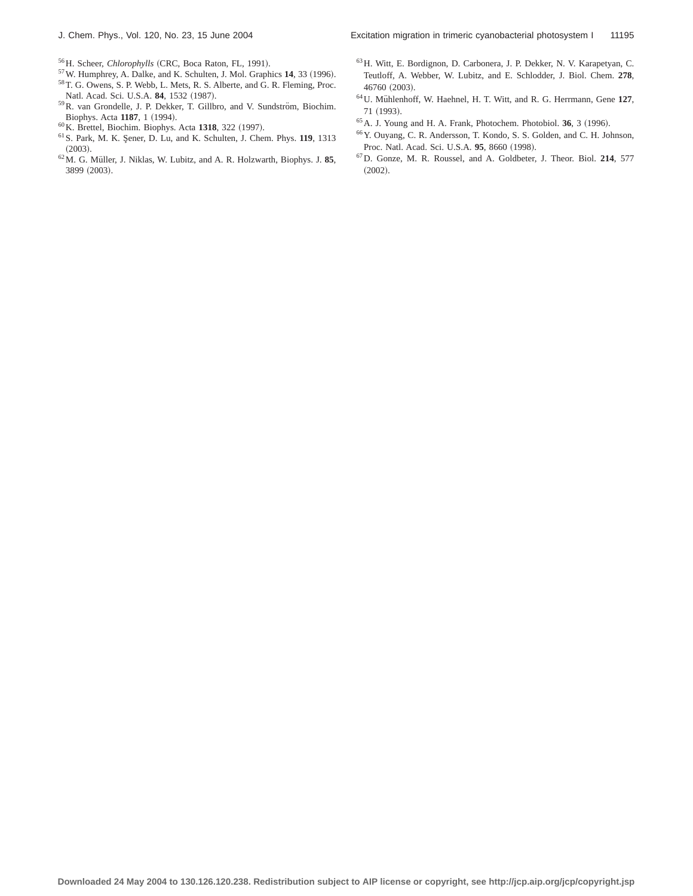[56] H. Scheer, *Chlorophylls* (CRC, Boca Raton, FL, 1991).

[57] W. Humphrey, A. Dalke, and K. Schulten, J. Mol. Graphics **14**, 33 (1996).

[58] T. G. Owens, S. P. Webb, L. Mets, R. S. Alberte, and G. R. Fleming, Proc. Natl. Acad. Sci. U.S.A. **84**, 1532 (1987).

[59] R. van Grondelle, J. P. Dekker, T. Gillbro, and V. Sundström, Biochim. Biophys. Acta **1187**, 1 (1994).

[60] K. Brettel, Biochim. Biophys. Acta **1318**, 322 (1997).

[61] S. Park, M. K. Şener, D. Lu, and K. Schulten, J. Chem. Phys. **119**, 1313 (2003).

[62] M. G. Müller, J. Niklas, W. Lubitz, and A. R. Holzwarth, Biophys. J. **85**, 3899 (2003).

[63] H. Witt, E. Bordignon, D. Carbonera, J. P. Dekker, N. V. Karapetyan, C. Teutloff, A. Webber, W. Lubitz, and E. Schlodder, J. Biol. Chem. **278**, 46760 (2003).

[64] U. Mühlenhoff, W. Haehnel, H. T. Witt, and R. G. Herrmann, Gene **127**, 71 (1993).

[65] A. J. Young and H. A. Frank, Photochem. Photobiol. **36**, 3 (1996).

[66] Y. Ouyang, C. R. Andersson, T. Kondo, S. S. Golden, and C. H. Johnson, Proc. Natl. Acad. Sci. U.S.A. **95**, 8660 (1998).

[67] D. Gonze, M. R. Roussel, and A. Goldbeter, J. Theor. Biol. **214**, 577 (2002).